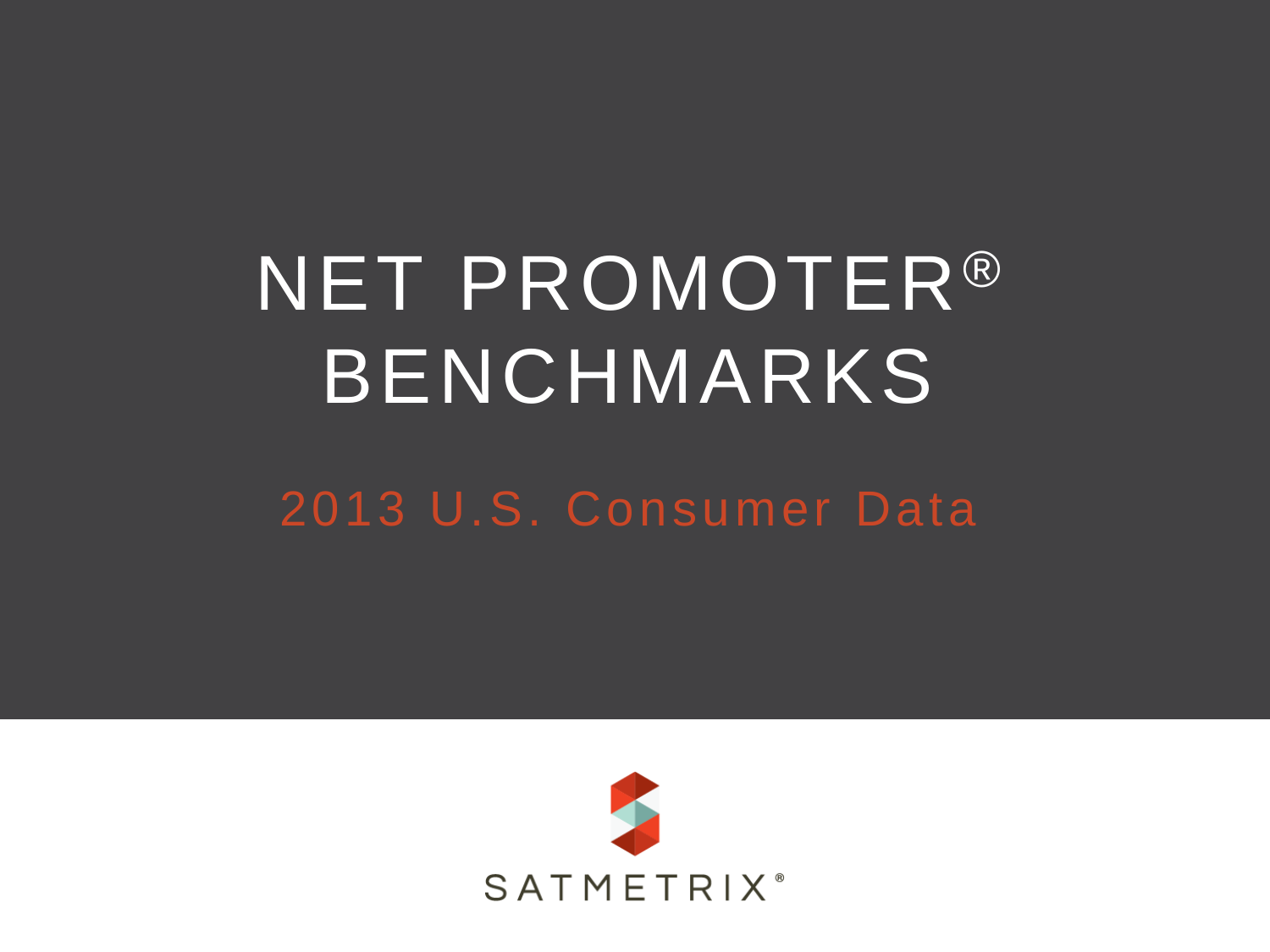# NET PROMOTER® BENCHMARKS

## 2013 U.S. Consumer Data

SATMETRIX®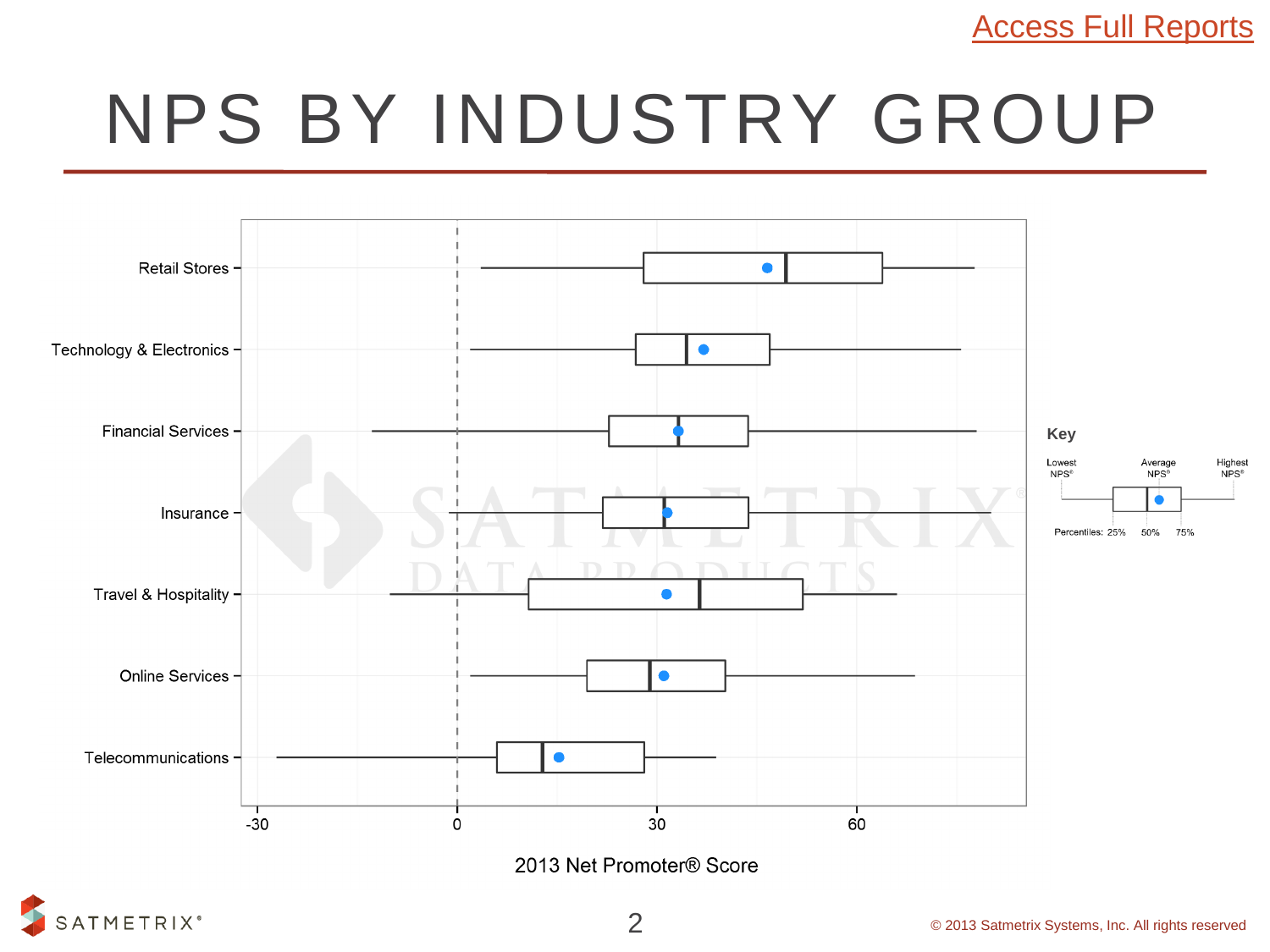Access Full Reports

# NPS BY INDUSTRY GROUP

Retail Stores

Technology & Electronics

Financial Services

Insurance

Travel & Hospitality

Online Services

Telecommunications

-30 0 30 60

2013 Net Promoter® Score

**Key**

Lowest NPS® | Average NPS® | Highest NPS®

Percentiles: 25% 50% 75%

© 2013 Satmetrix Systems, Inc. All rights reserved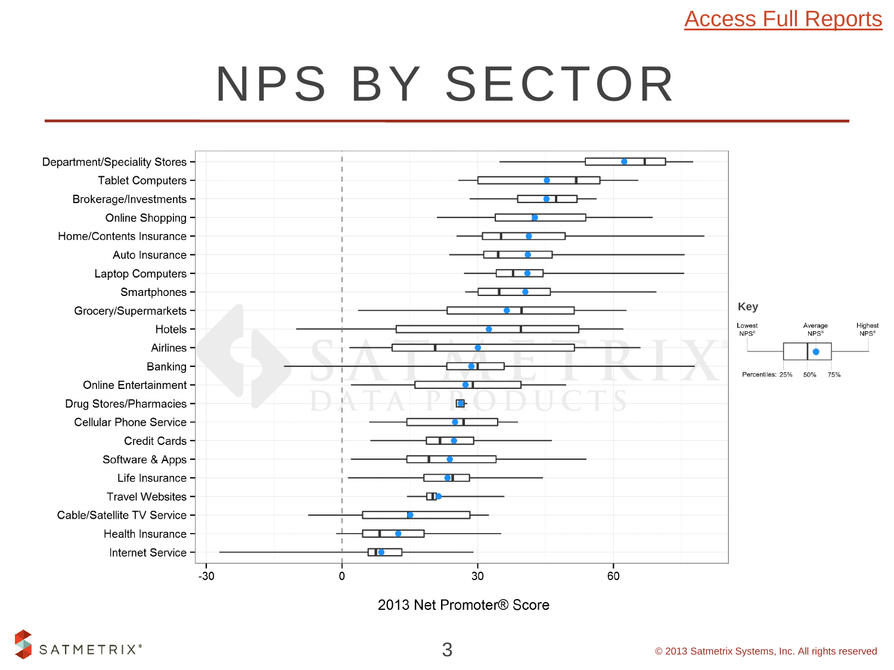Access Full Reports

# NPS BY SECTOR

Department/Speciality Stores
Tablet Computers
Brokerage/Investments
Online Shopping
Home/Contents Insurance
Auto Insurance
Laptop Computers
Smartphones
Grocery/Supermarkets
Hotels
Airlines
Banking
Online Entertainment
Drug Stores/Pharmacies
Cellular Phone Service
Credit Cards
Software & Apps
Life Insurance
Travel Websites
Cable/Satellite TV Service
Health Insurance
Internet Service

-30 0 30 60

2013 Net Promoter® Score

**Key**

Lowest NPS® | Average NPS® | Highest NPS®

Percentiles: 25% 50% 75%

© 2013 Satmetrix Systems, Inc. All rights reserved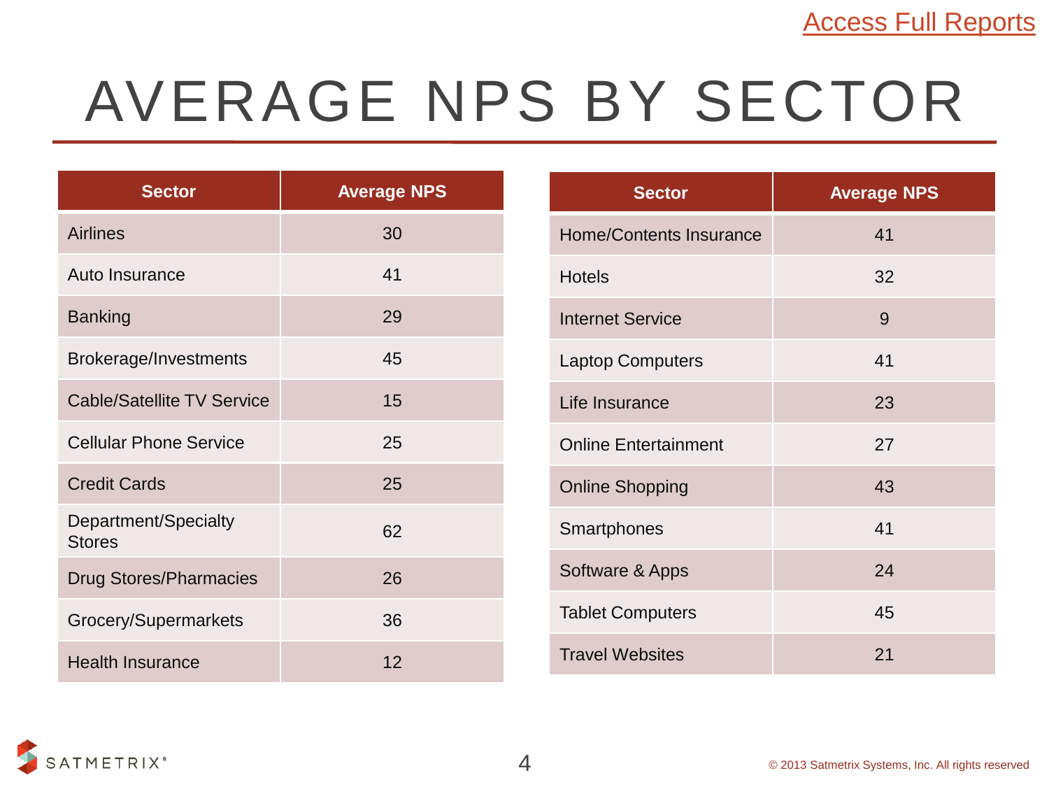[Access Full Reports]

# AVERAGE NPS BY SECTOR

| Sector | Average NPS |
|---|---|
| Airlines | 30 |
| Auto Insurance | 41 |
| Banking | 29 |
| Brokerage/Investments | 45 |
| Cable/Satellite TV Service | 15 |
| Cellular Phone Service | 25 |
| Credit Cards | 25 |
| Department/Specialty Stores | 62 |
| Drug Stores/Pharmacies | 26 |
| Grocery/Supermarkets | 36 |
| Health Insurance | 12 |

| Sector | Average NPS |
|---|---|
| Home/Contents Insurance | 41 |
| Hotels | 32 |
| Internet Service | 9 |
| Laptop Computers | 41 |
| Life Insurance | 23 |
| Online Entertainment | 27 |
| Online Shopping | 43 |
| Smartphones | 41 |
| Software & Apps | 24 |
| Tablet Computers | 45 |
| Travel Websites | 21 |

SATMETRIX®

© 2013 Satmetrix Systems, Inc. All rights reserved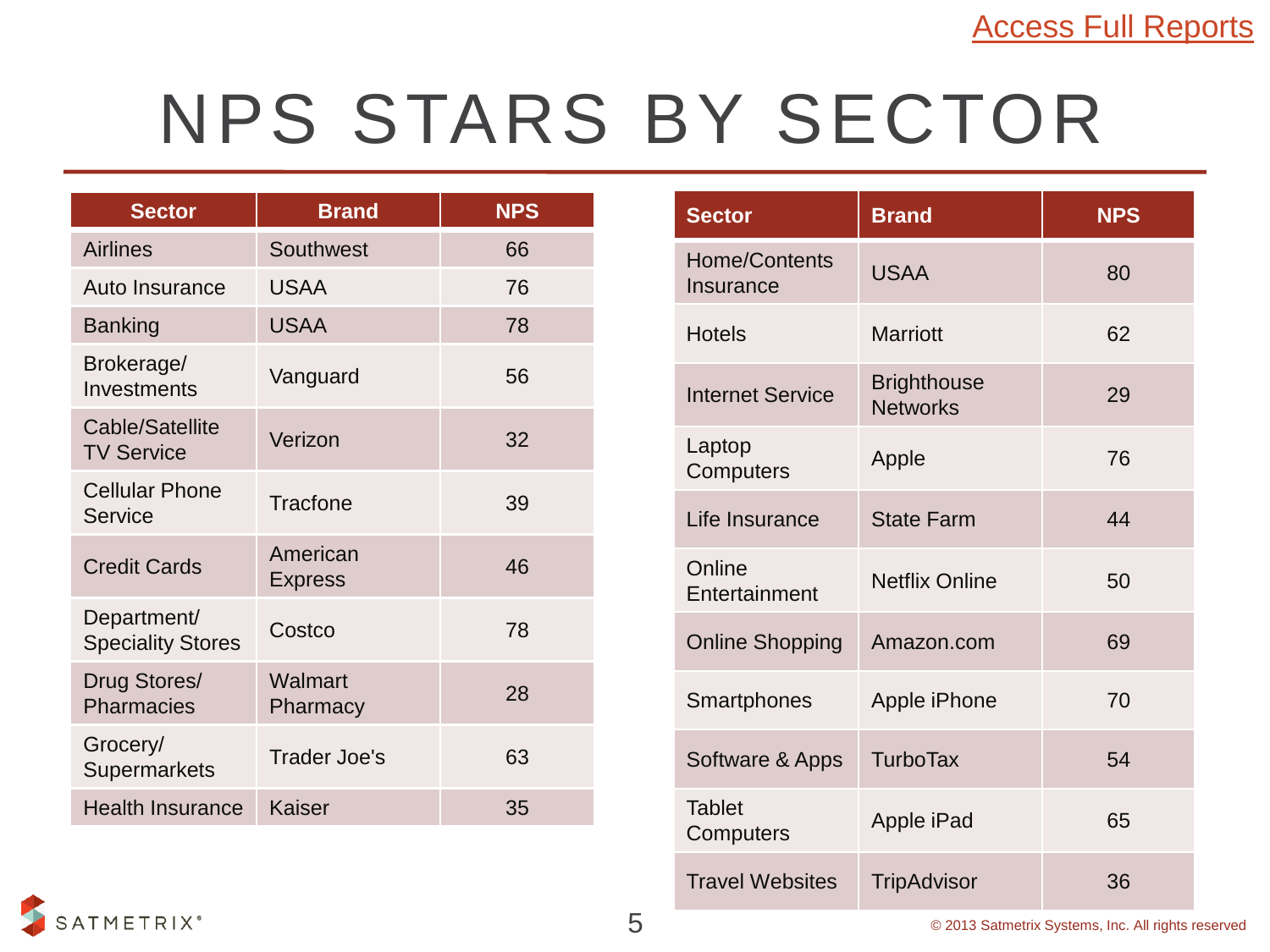[Access Full Reports]

# NPS STARS BY SECTOR

| Sector | Brand | NPS |
|---|---|---|
| Airlines | Southwest | 66 |
| Auto Insurance | USAA | 76 |
| Banking | USAA | 78 |
| Brokerage/ Investments | Vanguard | 56 |
| Cable/Satellite TV Service | Verizon | 32 |
| Cellular Phone Service | Tracfone | 39 |
| Credit Cards | American Express | 46 |
| Department/ Speciality Stores | Costco | 78 |
| Drug Stores/ Pharmacies | Walmart Pharmacy | 28 |
| Grocery/ Supermarkets | Trader Joe's | 63 |
| Health Insurance | Kaiser | 35 |

| Sector | Brand | NPS |
|---|---|---|
| Home/Contents Insurance | USAA | 80 |
| Hotels | Marriott | 62 |
| Internet Service | Brighthouse Networks | 29 |
| Laptop Computers | Apple | 76 |
| Life Insurance | State Farm | 44 |
| Online Entertainment | Netflix Online | 50 |
| Online Shopping | Amazon.com | 69 |
| Smartphones | Apple iPhone | 70 |
| Software & Apps | TurboTax | 54 |
| Tablet Computers | Apple iPad | 65 |
| Travel Websites | TripAdvisor | 36 |

© 2013 Satmetrix Systems, Inc. All rights reserved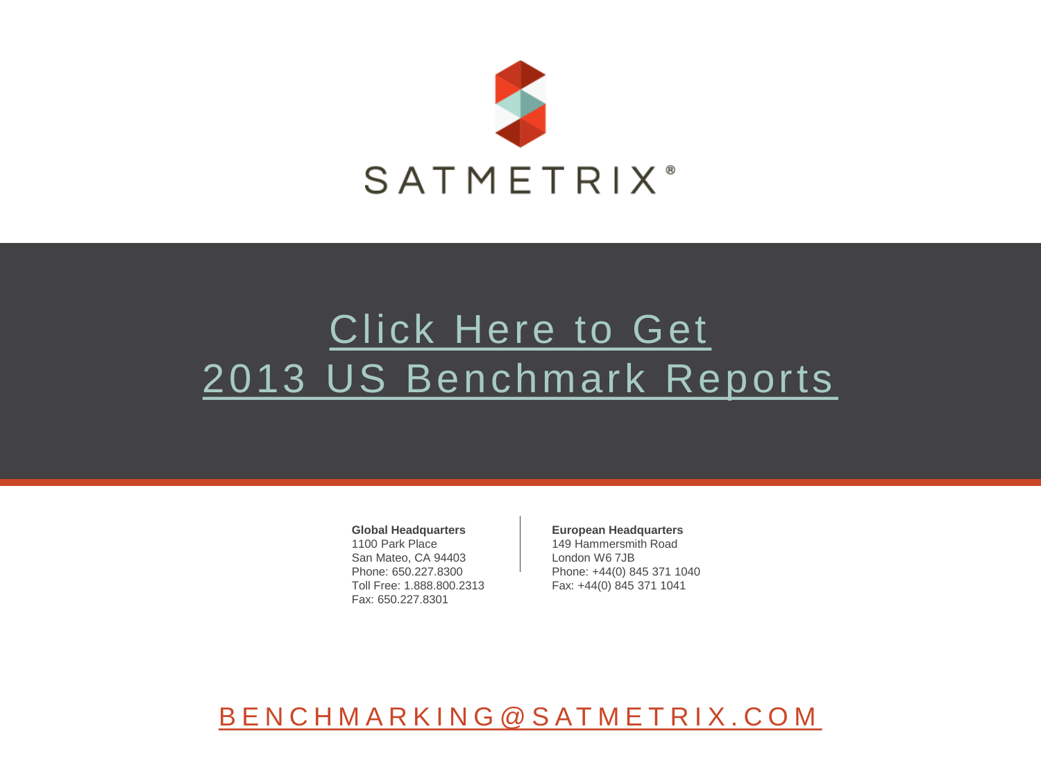SATMETRIX®

# Click Here to Get 2013 US Benchmark Reports

**Global Headquarters**
1100 Park Place
San Mateo, CA 94403
Phone: 650.227.8300
Toll Free: 1.888.800.2313
Fax: 650.227.8301

**European Headquarters**
149 Hammersmith Road
London W6 7JB
Phone: +44(0) 845 371 1040
Fax: +44(0) 845 371 1041

BENCHMARKING@SATMETRIX.COM